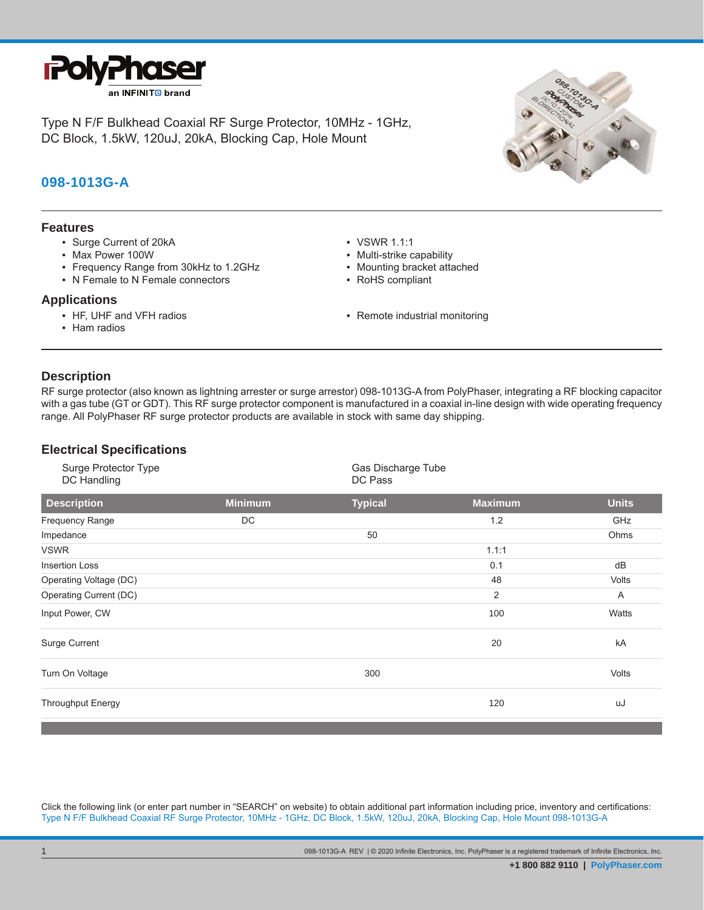# PolyPhaser

an INFINITE brand

Type N F/F Bulkhead Coaxial RF Surge Protector, 10MHz - 1GHz, DC Block, 1.5kW, 120uJ, 20kA, Blocking Cap, Hole Mount

## 098-1013G-A

### Features

- Surge Current of 20kA
- Max Power 100W
- Frequency Range from 30kHz to 1.2GHz
- N Female to N Female connectors
- VSWR 1.1:1
- Multi-strike capability
- Mounting bracket attached
- RoHS compliant

### Applications

- HF, UHF and VFH radios
- Ham radios
- Remote industrial monitoring

### Description

RF surge protector (also known as lightning arrester or surge arrestor) 098-1013G-A from PolyPhaser, integrating a RF blocking capacitor with a gas tube (GT or GDT). This RF surge protector component is manufactured in a coaxial in-line design with wide operating frequency range. All PolyPhaser RF surge protector products are available in stock with same day shipping.

### Electrical Specifications

| | |
|---|---|
| Surge Protector Type | Gas Discharge Tube |
| DC Handling | DC Pass |

| Description | Minimum | Typical | Maximum | Units |
|---|---|---|---|---|
| Frequency Range | DC | | 1.2 | GHz |
| Impedance | | 50 | | Ohms |
| VSWR | | | 1.1:1 | |
| Insertion Loss | | | 0.1 | dB |
| Operating Voltage (DC) | | | 48 | Volts |
| Operating Current (DC) | | | 2 | A |
| Input Power, CW | | | 100 | Watts |
| Surge Current | | | 20 | kA |
| Turn On Voltage | | 300 | | Volts |
| Throughput Energy | | | 120 | uJ |

Click the following link (or enter part number in "SEARCH" on website) to obtain additional part information including price, inventory and certifications:
Type N F/F Bulkhead Coaxial RF Surge Protector, 10MHz - 1GHz, DC Block, 1.5kW, 120uJ, 20kA, Blocking Cap, Hole Mount 098-1013G-A

098-1013G-A REV | © 2020 Infinite Electronics, Inc. PolyPhaser is a registered trademark of Infinite Electronics, Inc.

+1 800 882 9110 | PolyPhaser.com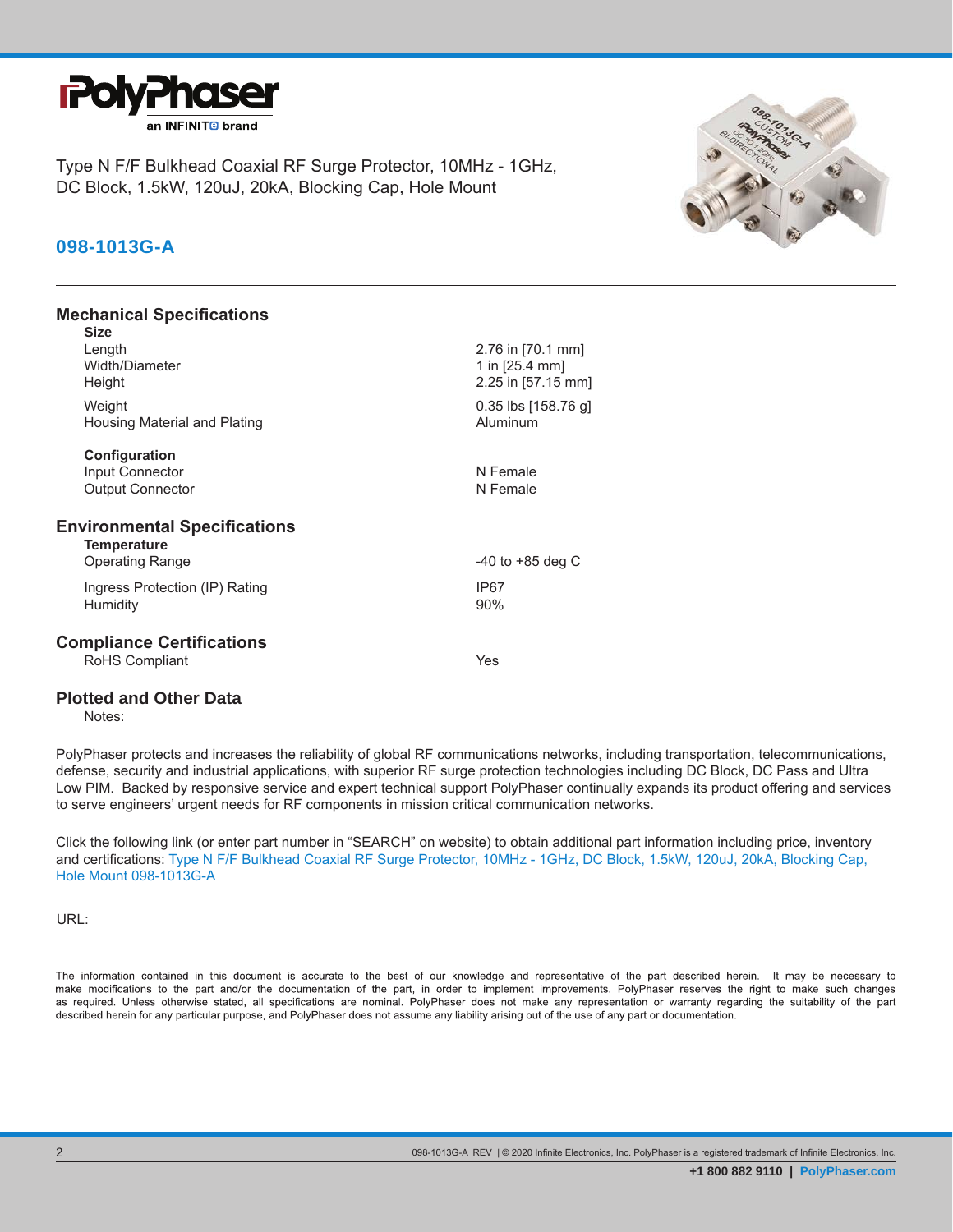Type N F/F Bulkhead Coaxial RF Surge Protector, 10MHz - 1GHz, DC Block, 1.5kW, 120uJ, 20kA, Blocking Cap, Hole Mount

## 098-1013G-A

## Mechanical Specifications

**Size**

| | |
|---|---|
| Length | 2.76 in [70.1 mm] |
| Width/Diameter | 1 in [25.4 mm] |
| Height | 2.25 in [57.15 mm] |
| Weight | 0.35 lbs [158.76 g] |
| Housing Material and Plating | Aluminum |

**Configuration**

| | |
|---|---|
| Input Connector | N Female |
| Output Connector | N Female |

## Environmental Specifications

**Temperature**

| | |
|---|---|
| Operating Range | -40 to +85 deg C |
| Ingress Protection (IP) Rating | IP67 |
| Humidity | 90% |

## Compliance Certifications

| | |
|---|---|
| RoHS Compliant | Yes |

## Plotted and Other Data

Notes:

PolyPhaser protects and increases the reliability of global RF communications networks, including transportation, telecommunications, defense, security and industrial applications, with superior RF surge protection technologies including DC Block, DC Pass and Ultra Low PIM. Backed by responsive service and expert technical support PolyPhaser continually expands its product offering and services to serve engineers' urgent needs for RF components in mission critical communication networks.

Click the following link (or enter part number in "SEARCH" on website) to obtain additional part information including price, inventory and certifications: Type N F/F Bulkhead Coaxial RF Surge Protector, 10MHz - 1GHz, DC Block, 1.5kW, 120uJ, 20kA, Blocking Cap, Hole Mount 098-1013G-A

URL:

The information contained in this document is accurate to the best of our knowledge and representative of the part described herein. It may be necessary to make modifications to the part and/or the documentation of the part, in order to implement improvements. PolyPhaser reserves the right to make such changes as required. Unless otherwise stated, all specifications are nominal. PolyPhaser does not make any representation or warranty regarding the suitability of the part described herein for any particular purpose, and PolyPhaser does not assume any liability arising out of the use of any part or documentation.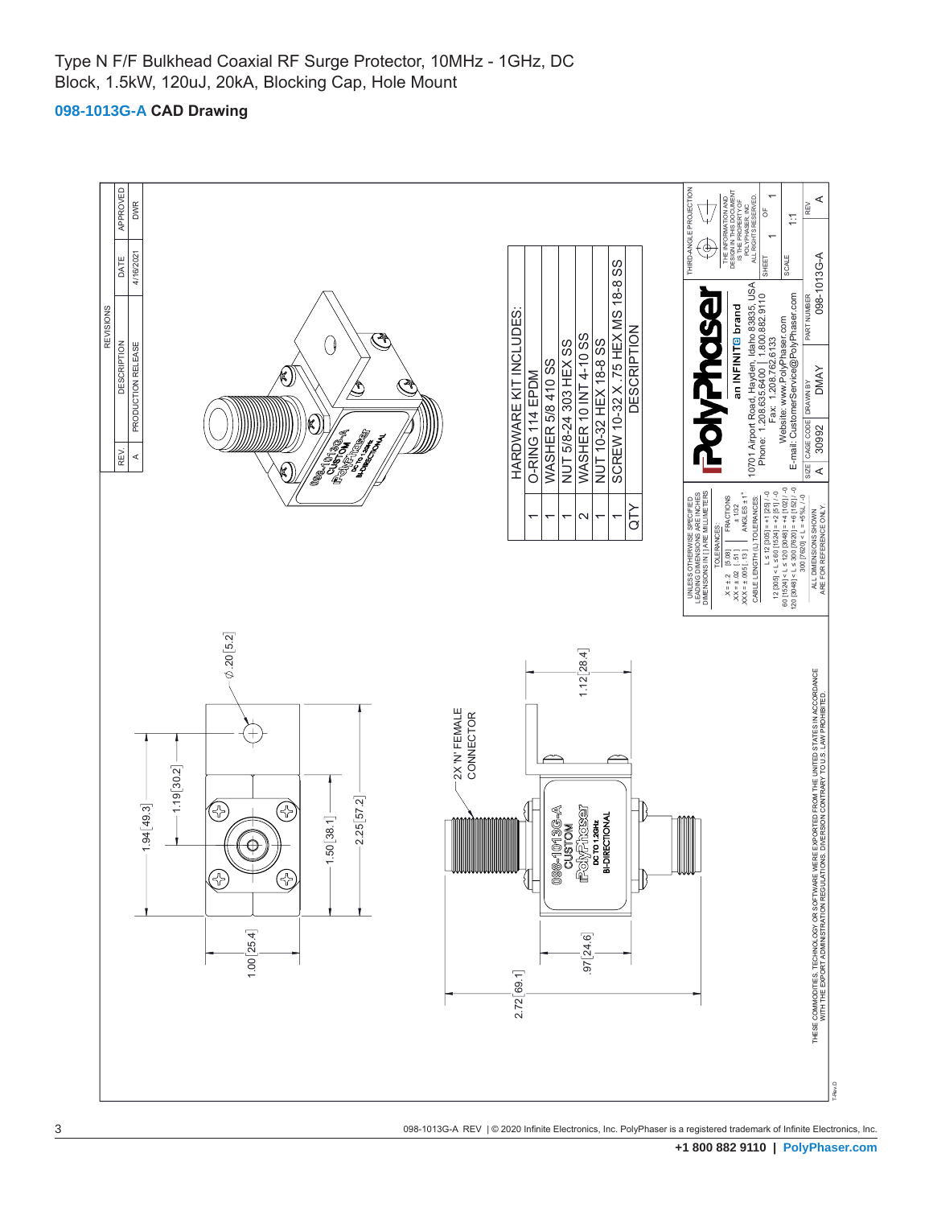Type N F/F Bulkhead Coaxial RF Surge Protector, 10MHz - 1GHz, DC Block, 1.5kW, 120uJ, 20kA, Blocking Cap, Hole Mount

**098-1013G-A CAD Drawing**

| REV. | DESCRIPTION | DATE | APPROVED |
|---|---|---|---|
| A | PRODUCTION RELEASE | 4/16/2021 | DWR |

HARDWARE KIT INCLUDES:

| QTY | DESCRIPTION |
|---|---|
| 1 | O-RING 114 EPDM |
| 1 | WASHER 5/8 410 SS |
| 1 | NUT 5/8-24 303 HEX SS |
| 2 | WASHER 10 INT 4-10 SS |
| 1 | NUT 10-32 HEX 18-8 SS |
| 1 | SCREW 10-32 X .75 HEX MS 18-8 SS |

2X 'N' FEMALE CONNECTOR

Ø.20 [5.2]

1.94 [49.3]

1.19 [30.2]

1.50 [38.1]

2.25 [57.2]

1.00 [25.4]

1.12 [28.4]

.97 [24.6]

2.72 [69.1]

098-1013G-A CUSTOM PolyPhaser DC TO 1.2GHz BI-DIRECTIONAL

UNLESS OTHERWISE SPECIFIED LEADING DIMENSIONS ARE INCHES DIMENSIONS IN [ ] ARE MILLIMETERS

TOLERANCES:
.X = ± .2 [5.08]
.XX = ± .02 [.51]
.XXX = ± .005 [.13]
FRACTIONS ± 1/32
ANGLES ± 1°

CABLE LENGTH (L) TOLERANCES:
L ≤ 12 [305] = +1 [25] / -0
12 [305] < L ≤ 60 [1524] = +2 [51] / -0
60 [1524] < L ≤ 120 [3048] = +4 [102] / -0
120 [3048] < L ≤ 300 [7620] = +6 [152] / -0
300 [7620] < L = +5% / -0

ALL DIMENSIONS SHOWN ARE FOR REFERENCE ONLY.

PolyPhaser an INFINITE brand

10701 Airport Road, Hayden, Idaho 83835, USA
Phone: 1.208.635.6400 | 1.800.882.9110
Fax: 1.208.762.6133
Website: www.PolyPhaser.com
E-mail: CustomerService@PolyPhaser.com

THIRD-ANGLE PROJECTION

THE INFORMATION AND DESIGN IN THIS DOCUMENT IS THE PROPERTY OF POLYPHASER, INC. ALL RIGHTS RESERVED.

| SIZE | CAGE CODE | DRAWN BY | PART NUMBER | REV |
|---|---|---|---|---|
| A | 30992 | DMAY | 098-1013G-A | A |

SHEET 1 OF 1

SCALE 1:1

THESE COMMODITIES, TECHNOLOGY OR SOFTWARE WERE EXPORTED FROM THE UNITED STATES IN ACCORDANCE WITH THE EXPORT ADMINISTRATION REGULATIONS. DIVERSION CONTRARY TO U.S. LAW PROHIBITED.

T-Rev D

098-1013G-A REV | © 2020 Infinite Electronics, Inc. PolyPhaser is a registered trademark of Infinite Electronics, Inc.

**+1 800 882 9110 | PolyPhaser.com**